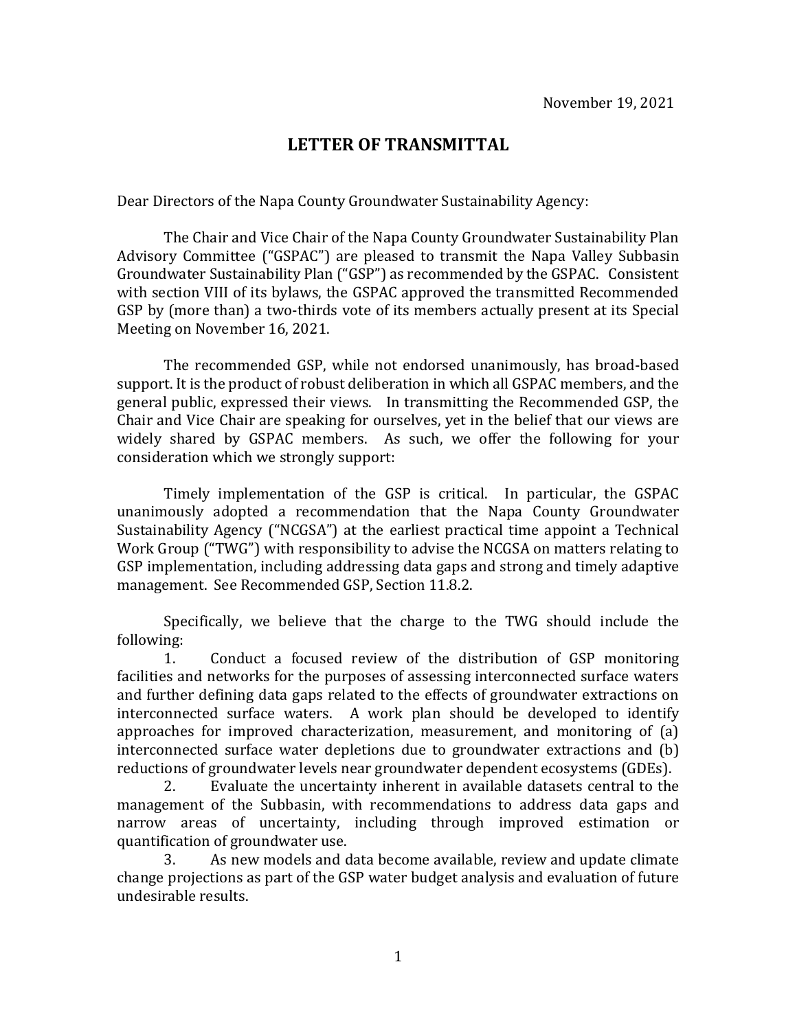November 19, 2021

# LETTER OF TRANSMITTAL

Dear Directors of the Napa County Groundwater Sustainability Agency:

The Chair and Vice Chair of the Napa County Groundwater Sustainability Plan Advisory Committee ("GSPAC") are pleased to transmit the Napa Valley Subbasin Groundwater Sustainability Plan ("GSP") as recommended by the GSPAC. Consistent with section VIII of its bylaws, the GSPAC approved the transmitted Recommended GSP by (more than) a two-thirds vote of its members actually present at its Special Meeting on November 16, 2021.

The recommended GSP, while not endorsed unanimously, has broad-based support. It is the product of robust deliberation in which all GSPAC members, and the general public, expressed their views. In transmitting the Recommended GSP, the Chair and Vice Chair are speaking for ourselves, yet in the belief that our views are widely shared by GSPAC members. As such, we offer the following for your consideration which we strongly support:

Timely implementation of the GSP is critical. In particular, the GSPAC unanimously adopted a recommendation that the Napa County Groundwater Sustainability Agency ("NCGSA") at the earliest practical time appoint a Technical Work Group ("TWG") with responsibility to advise the NCGSA on matters relating to GSP implementation, including addressing data gaps and strong and timely adaptive management. See Recommended GSP, Section 11.8.2.

Specifically, we believe that the charge to the TWG should include the following:

1. Conduct a focused review of the distribution of GSP monitoring facilities and networks for the purposes of assessing interconnected surface waters and further defining data gaps related to the effects of groundwater extractions on interconnected surface waters. A work plan should be developed to identify approaches for improved characterization, measurement, and monitoring of (a) interconnected surface water depletions due to groundwater extractions and (b) reductions of groundwater levels near groundwater dependent ecosystems (GDEs).
2. Evaluate the uncertainty inherent in available datasets central to the management of the Subbasin, with recommendations to address data gaps and narrow areas of uncertainty, including through improved estimation or quantification of groundwater use.
3. As new models and data become available, review and update climate change projections as part of the GSP water budget analysis and evaluation of future undesirable results.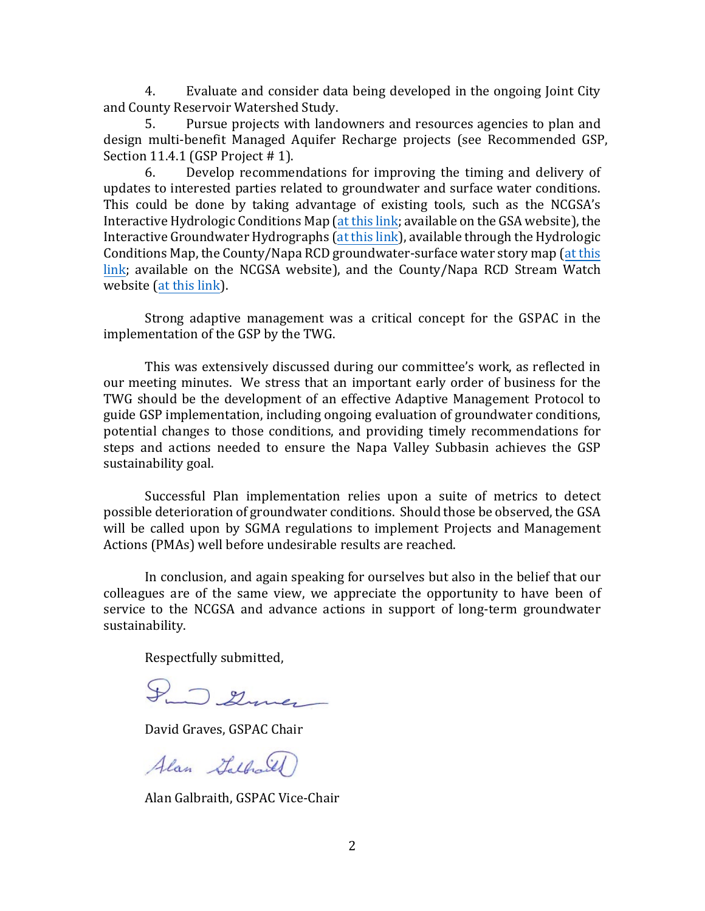4. Evaluate and consider data being developed in the ongoing Joint City and County Reservoir Watershed Study.
5. Pursue projects with landowners and resources agencies to plan and design multi-benefit Managed Aquifer Recharge projects (see Recommended GSP, Section 11.4.1 (GSP Project # 1).
6. Develop recommendations for improving the timing and delivery of updates to interested parties related to groundwater and surface water conditions. This could be done by taking advantage of existing tools, such as the NCGSA's Interactive Hydrologic Conditions Map (at this link; available on the GSA website), the Interactive Groundwater Hydrographs (at this link), available through the Hydrologic Conditions Map, the County/Napa RCD groundwater-surface water story map (at this link; available on the NCGSA website), and the County/Napa RCD Stream Watch website (at this link).

Strong adaptive management was a critical concept for the GSPAC in the implementation of the GSP by the TWG.

This was extensively discussed during our committee's work, as reflected in our meeting minutes. We stress that an important early order of business for the TWG should be the development of an effective Adaptive Management Protocol to guide GSP implementation, including ongoing evaluation of groundwater conditions, potential changes to those conditions, and providing timely recommendations for steps and actions needed to ensure the Napa Valley Subbasin achieves the GSP sustainability goal.

Successful Plan implementation relies upon a suite of metrics to detect possible deterioration of groundwater conditions. Should those be observed, the GSA will be called upon by SGMA regulations to implement Projects and Management Actions (PMAs) well before undesirable results are reached.

In conclusion, and again speaking for ourselves but also in the belief that our colleagues are of the same view, we appreciate the opportunity to have been of service to the NCGSA and advance actions in support of long-term groundwater sustainability.

Respectfully submitted,

David Graves, GSPAC Chair

Alan Galbraith, GSPAC Vice-Chair